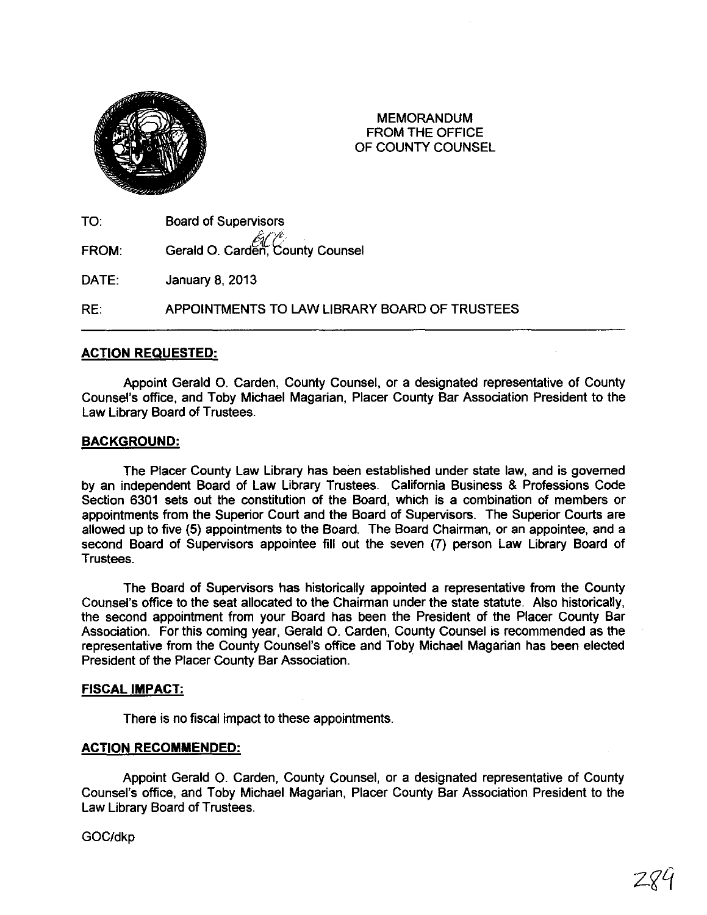# MEMORANDUM
# FROM THE OFFICE
# OF COUNTY COUNSEL

TO: Board of Supervisors

FROM: Gerald O. Carden, County Counsel

DATE: January 8, 2013

RE: APPOINTMENTS TO LAW LIBRARY BOARD OF TRUSTEES

---

## ACTION REQUESTED:

Appoint Gerald O. Carden, County Counsel, or a designated representative of County Counsel's office, and Toby Michael Magarian, Placer County Bar Association President to the Law Library Board of Trustees.

## BACKGROUND:

The Placer County Law Library has been established under state law, and is governed by an independent Board of Law Library Trustees. California Business & Professions Code Section 6301 sets out the constitution of the Board, which is a combination of members or appointments from the Superior Court and the Board of Supervisors. The Superior Courts are allowed up to five (5) appointments to the Board. The Board Chairman, or an appointee, and a second Board of Supervisors appointee fill out the seven (7) person Law Library Board of Trustees.

The Board of Supervisors has historically appointed a representative from the County Counsel's office to the seat allocated to the Chairman under the state statute. Also historically, the second appointment from your Board has been the President of the Placer County Bar Association. For this coming year, Gerald O. Carden, County Counsel is recommended as the representative from the County Counsel's office and Toby Michael Magarian has been elected President of the Placer County Bar Association.

## FISCAL IMPACT:

There is no fiscal impact to these appointments.

## ACTION RECOMMENDED:

Appoint Gerald O. Carden, County Counsel, or a designated representative of County Counsel's office, and Toby Michael Magarian, Placer County Bar Association President to the Law Library Board of Trustees.

GOC/dkp